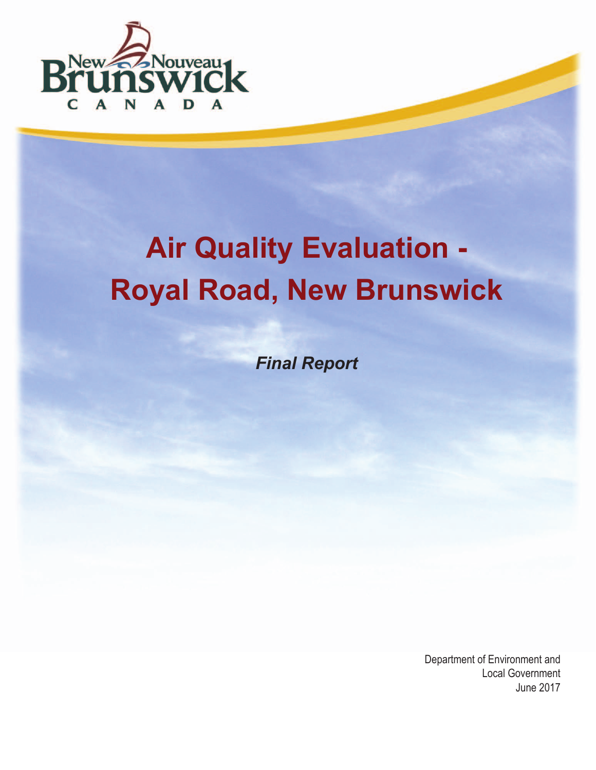New Nouveau Brunswick CANADA

# Air Quality Evaluation - Royal Road, New Brunswick

***Final Report***

Department of Environment and Local Government
June 2017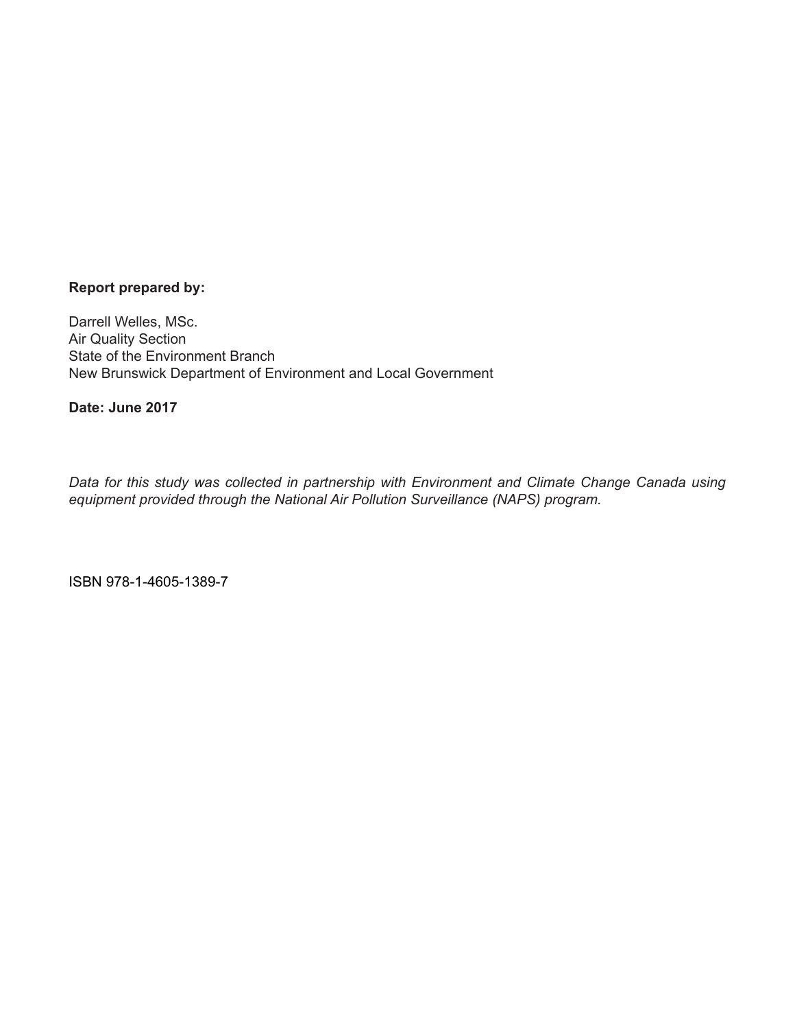**Report prepared by:**

Darrell Welles, MSc.
Air Quality Section
State of the Environment Branch
New Brunswick Department of Environment and Local Government

**Date: June 2017**

*Data for this study was collected in partnership with Environment and Climate Change Canada using equipment provided through the National Air Pollution Surveillance (NAPS) program.*

ISBN 978-1-4605-1389-7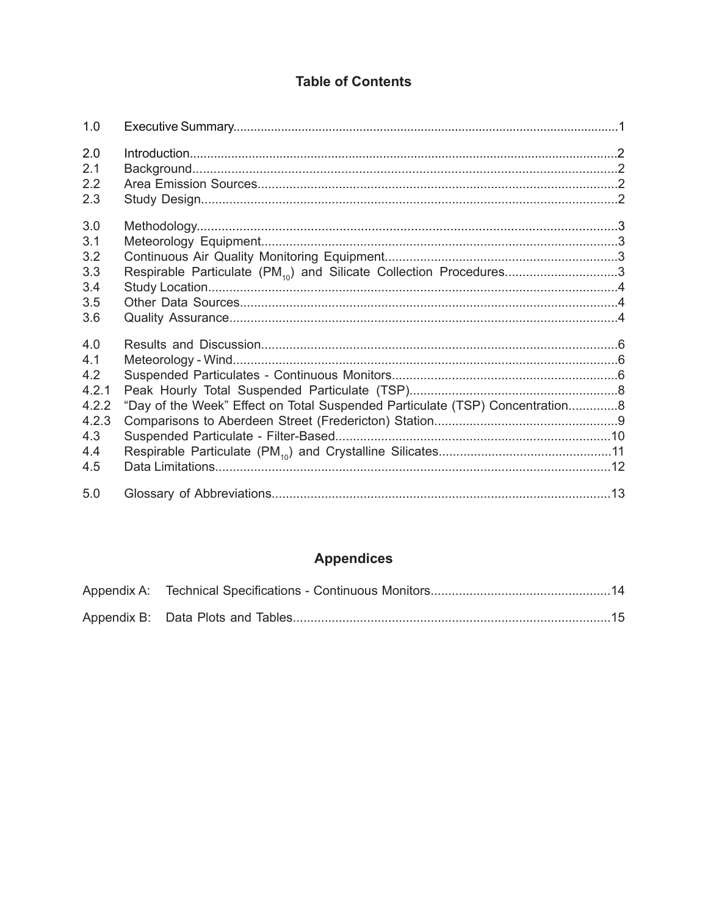## Table of Contents

| | | |
|---|---|---|
| 1.0 | Executive Summary | 1 |
| 2.0 | Introduction | 2 |
| 2.1 | Background | 2 |
| 2.2 | Area Emission Sources | 2 |
| 2.3 | Study Design | 2 |
| 3.0 | Methodology | 3 |
| 3.1 | Meteorology Equipment | 3 |
| 3.2 | Continuous Air Quality Monitoring Equipment | 3 |
| 3.3 | Respirable Particulate ($PM_{10}$) and Silicate Collection Procedures | 3 |
| 3.4 | Study Location | 4 |
| 3.5 | Other Data Sources | 4 |
| 3.6 | Quality Assurance | 4 |
| 4.0 | Results and Discussion | 6 |
| 4.1 | Meteorology - Wind | 6 |
| 4.2 | Suspended Particulates - Continuous Monitors | 6 |
| 4.2.1 | Peak Hourly Total Suspended Particulate (TSP) | 8 |
| 4.2.2 | "Day of the Week" Effect on Total Suspended Particulate (TSP) Concentration | 8 |
| 4.2.3 | Comparisons to Aberdeen Street (Fredericton) Station | 9 |
| 4.3 | Suspended Particulate - Filter-Based | 10 |
| 4.4 | Respirable Particulate ($PM_{10}$) and Crystalline Silicates | 11 |
| 4.5 | Data Limitations | 12 |
| 5.0 | Glossary of Abbreviations | 13 |

## Appendices

| | | |
|---|---|---|
| Appendix A: | Technical Specifications - Continuous Monitors | 14 |
| Appendix B: | Data Plots and Tables | 15 |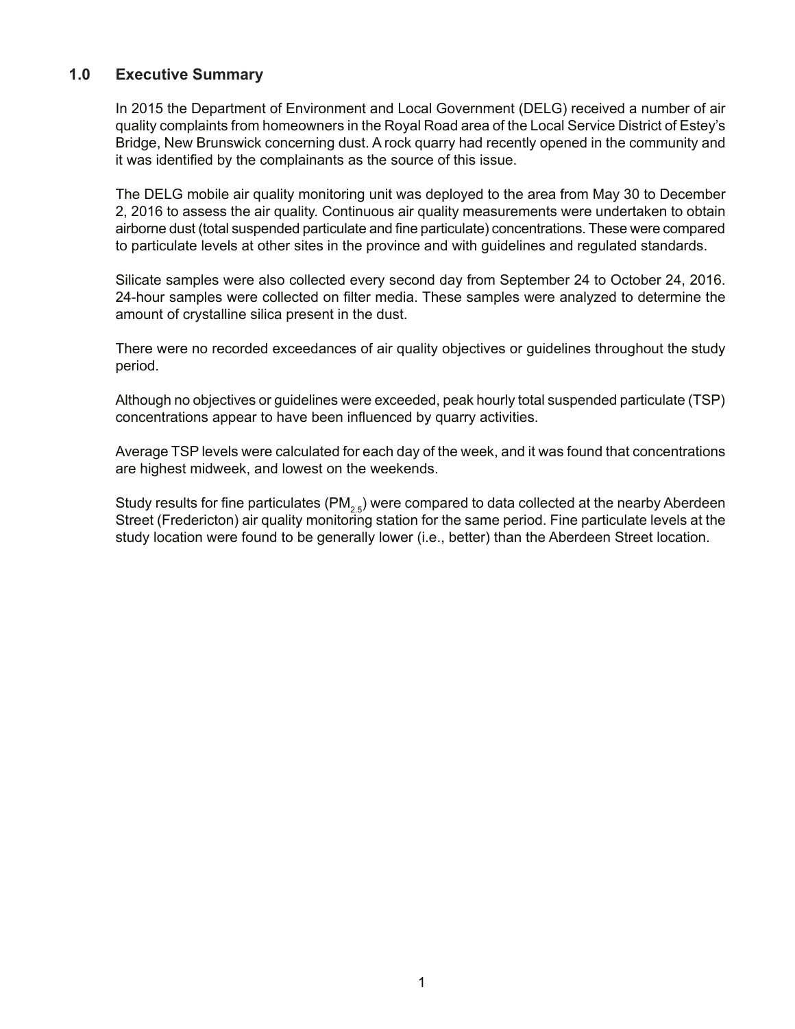# 1.0 Executive Summary

In 2015 the Department of Environment and Local Government (DELG) received a number of air quality complaints from homeowners in the Royal Road area of the Local Service District of Estey's Bridge, New Brunswick concerning dust. A rock quarry had recently opened in the community and it was identified by the complainants as the source of this issue.

The DELG mobile air quality monitoring unit was deployed to the area from May 30 to December 2, 2016 to assess the air quality. Continuous air quality measurements were undertaken to obtain airborne dust (total suspended particulate and fine particulate) concentrations. These were compared to particulate levels at other sites in the province and with guidelines and regulated standards.

Silicate samples were also collected every second day from September 24 to October 24, 2016. 24-hour samples were collected on filter media. These samples were analyzed to determine the amount of crystalline silica present in the dust.

There were no recorded exceedances of air quality objectives or guidelines throughout the study period.

Although no objectives or guidelines were exceeded, peak hourly total suspended particulate (TSP) concentrations appear to have been influenced by quarry activities.

Average TSP levels were calculated for each day of the week, and it was found that concentrations are highest midweek, and lowest on the weekends.

Study results for fine particulates ($PM_{2.5}$) were compared to data collected at the nearby Aberdeen Street (Fredericton) air quality monitoring station for the same period. Fine particulate levels at the study location were found to be generally lower (i.e., better) than the Aberdeen Street location.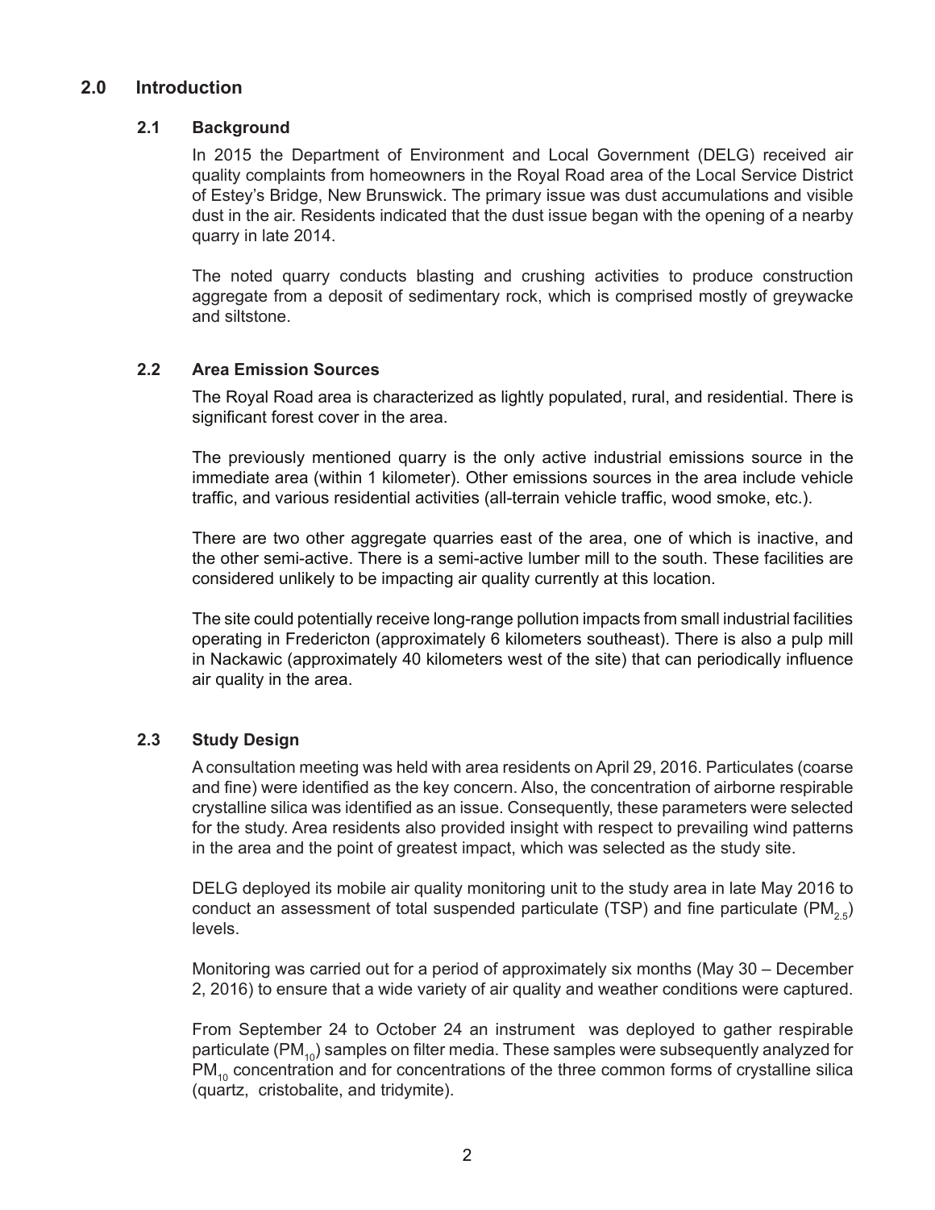## 2.0 Introduction

### 2.1 Background

In 2015 the Department of Environment and Local Government (DELG) received air quality complaints from homeowners in the Royal Road area of the Local Service District of Estey's Bridge, New Brunswick. The primary issue was dust accumulations and visible dust in the air. Residents indicated that the dust issue began with the opening of a nearby quarry in late 2014.

The noted quarry conducts blasting and crushing activities to produce construction aggregate from a deposit of sedimentary rock, which is comprised mostly of greywacke and siltstone.

### 2.2 Area Emission Sources

The Royal Road area is characterized as lightly populated, rural, and residential. There is significant forest cover in the area.

The previously mentioned quarry is the only active industrial emissions source in the immediate area (within 1 kilometer). Other emissions sources in the area include vehicle traffic, and various residential activities (all-terrain vehicle traffic, wood smoke, etc.).

There are two other aggregate quarries east of the area, one of which is inactive, and the other semi-active. There is a semi-active lumber mill to the south. These facilities are considered unlikely to be impacting air quality currently at this location.

The site could potentially receive long-range pollution impacts from small industrial facilities operating in Fredericton (approximately 6 kilometers southeast). There is also a pulp mill in Nackawic (approximately 40 kilometers west of the site) that can periodically influence air quality in the area.

### 2.3 Study Design

A consultation meeting was held with area residents on April 29, 2016. Particulates (coarse and fine) were identified as the key concern. Also, the concentration of airborne respirable crystalline silica was identified as an issue. Consequently, these parameters were selected for the study. Area residents also provided insight with respect to prevailing wind patterns in the area and the point of greatest impact, which was selected as the study site.

DELG deployed its mobile air quality monitoring unit to the study area in late May 2016 to conduct an assessment of total suspended particulate (TSP) and fine particulate ($PM_{2.5}$) levels.

Monitoring was carried out for a period of approximately six months (May 30 – December 2, 2016) to ensure that a wide variety of air quality and weather conditions were captured.

From September 24 to October 24 an instrument was deployed to gather respirable particulate ($PM_{10}$) samples on filter media. These samples were subsequently analyzed for $PM_{10}$ concentration and for concentrations of the three common forms of crystalline silica (quartz, cristobalite, and tridymite).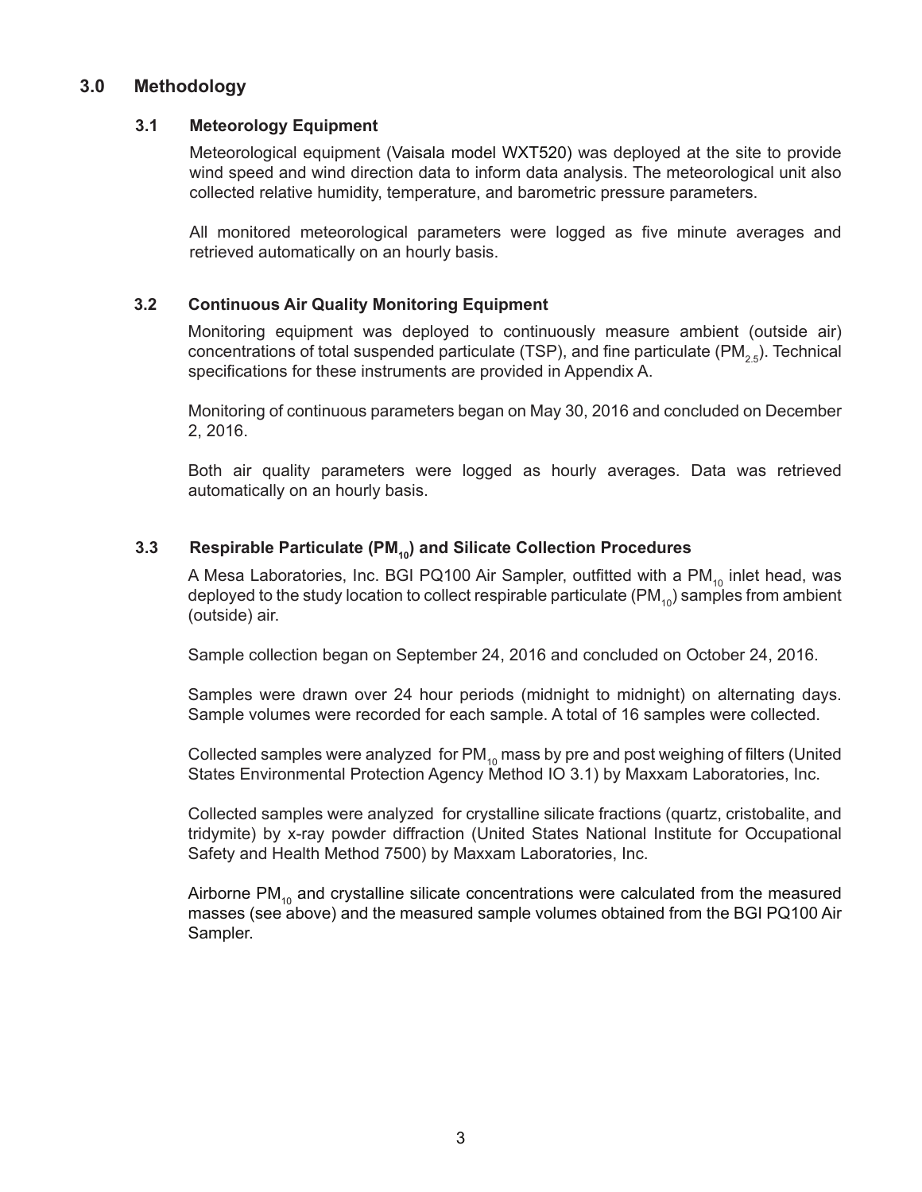## 3.0 Methodology

### 3.1 Meteorology Equipment

Meteorological equipment (Vaisala model WXT520) was deployed at the site to provide wind speed and wind direction data to inform data analysis. The meteorological unit also collected relative humidity, temperature, and barometric pressure parameters.

All monitored meteorological parameters were logged as five minute averages and retrieved automatically on an hourly basis.

### 3.2 Continuous Air Quality Monitoring Equipment

Monitoring equipment was deployed to continuously measure ambient (outside air) concentrations of total suspended particulate (TSP), and fine particulate ($PM_{2.5}$). Technical specifications for these instruments are provided in Appendix A.

Monitoring of continuous parameters began on May 30, 2016 and concluded on December 2, 2016.

Both air quality parameters were logged as hourly averages. Data was retrieved automatically on an hourly basis.

### 3.3 Respirable Particulate ($PM_{10}$) and Silicate Collection Procedures

A Mesa Laboratories, Inc. BGI PQ100 Air Sampler, outfitted with a $PM_{10}$ inlet head, was deployed to the study location to collect respirable particulate ($PM_{10}$) samples from ambient (outside) air.

Sample collection began on September 24, 2016 and concluded on October 24, 2016.

Samples were drawn over 24 hour periods (midnight to midnight) on alternating days. Sample volumes were recorded for each sample. A total of 16 samples were collected.

Collected samples were analyzed for $PM_{10}$ mass by pre and post weighing of filters (United States Environmental Protection Agency Method IO 3.1) by Maxxam Laboratories, Inc.

Collected samples were analyzed for crystalline silicate fractions (quartz, cristobalite, and tridymite) by x-ray powder diffraction (United States National Institute for Occupational Safety and Health Method 7500) by Maxxam Laboratories, Inc.

Airborne $PM_{10}$ and crystalline silicate concentrations were calculated from the measured masses (see above) and the measured sample volumes obtained from the BGI PQ100 Air Sampler.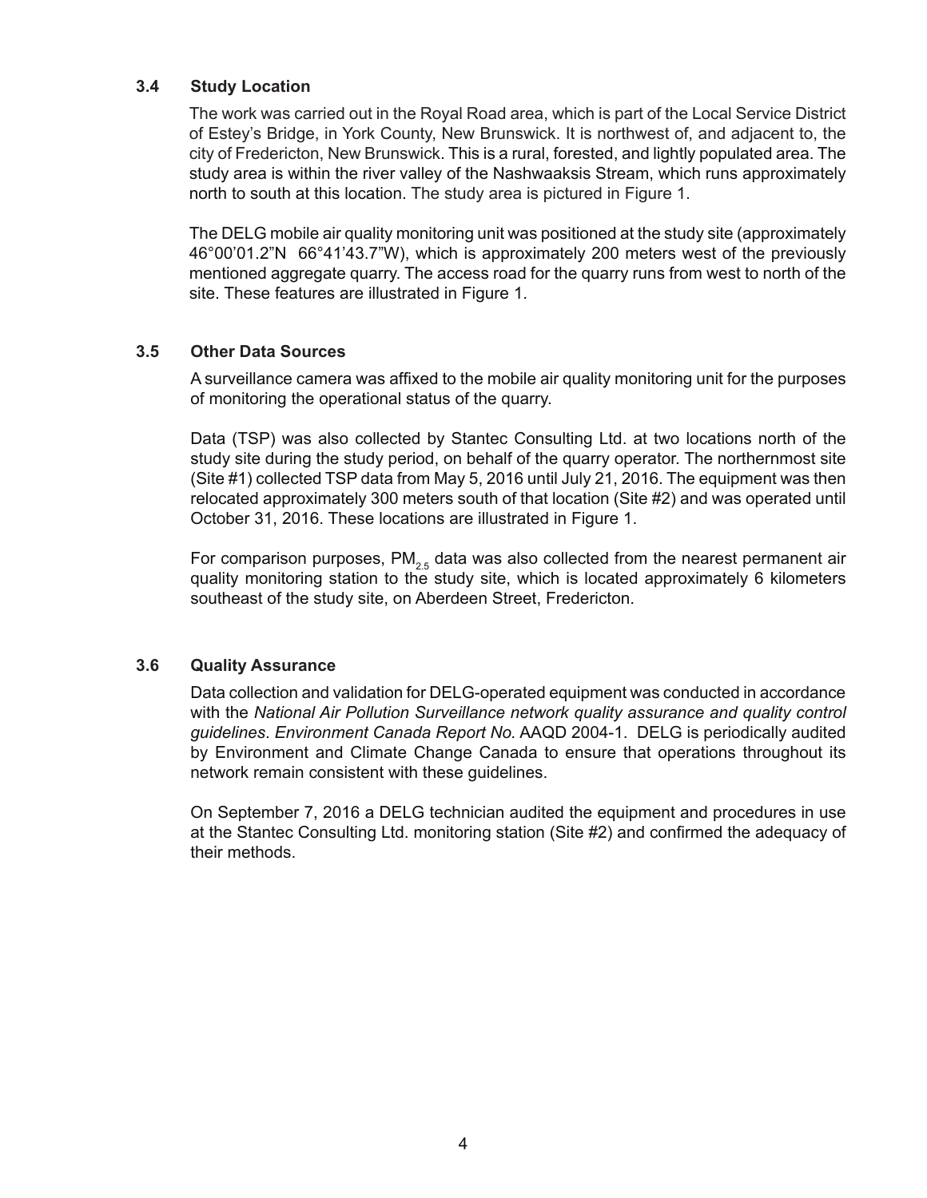### 3.4 Study Location

The work was carried out in the Royal Road area, which is part of the Local Service District of Estey's Bridge, in York County, New Brunswick. It is northwest of, and adjacent to, the city of Fredericton, New Brunswick. This is a rural, forested, and lightly populated area. The study area is within the river valley of the Nashwaaksis Stream, which runs approximately north to south at this location. The study area is pictured in Figure 1.

The DELG mobile air quality monitoring unit was positioned at the study site (approximately 46°00'01.2"N 66°41'43.7"W), which is approximately 200 meters west of the previously mentioned aggregate quarry. The access road for the quarry runs from west to north of the site. These features are illustrated in Figure 1.

### 3.5 Other Data Sources

A surveillance camera was affixed to the mobile air quality monitoring unit for the purposes of monitoring the operational status of the quarry.

Data (TSP) was also collected by Stantec Consulting Ltd. at two locations north of the study site during the study period, on behalf of the quarry operator. The northernmost site (Site #1) collected TSP data from May 5, 2016 until July 21, 2016. The equipment was then relocated approximately 300 meters south of that location (Site #2) and was operated until October 31, 2016. These locations are illustrated in Figure 1.

For comparison purposes, $PM_{2.5}$ data was also collected from the nearest permanent air quality monitoring station to the study site, which is located approximately 6 kilometers southeast of the study site, on Aberdeen Street, Fredericton.

### 3.6 Quality Assurance

Data collection and validation for DELG-operated equipment was conducted in accordance with the *National Air Pollution Surveillance network quality assurance and quality control guidelines*. *Environment Canada Report No.* AAQD 2004-1. DELG is periodically audited by Environment and Climate Change Canada to ensure that operations throughout its network remain consistent with these guidelines.

On September 7, 2016 a DELG technician audited the equipment and procedures in use at the Stantec Consulting Ltd. monitoring station (Site #2) and confirmed the adequacy of their methods.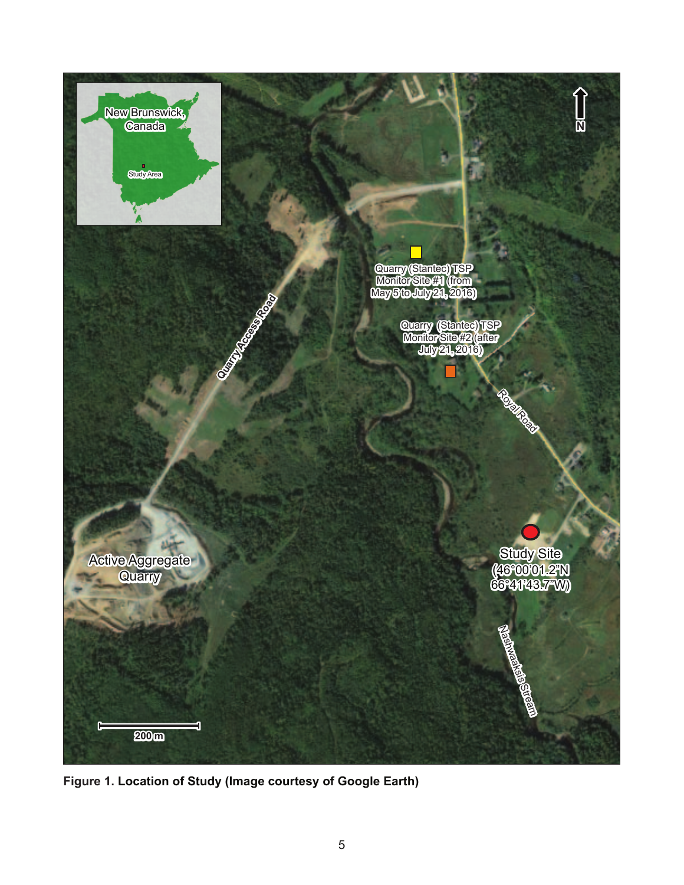**Figure 1. Location of Study (Image courtesy of Google Earth)**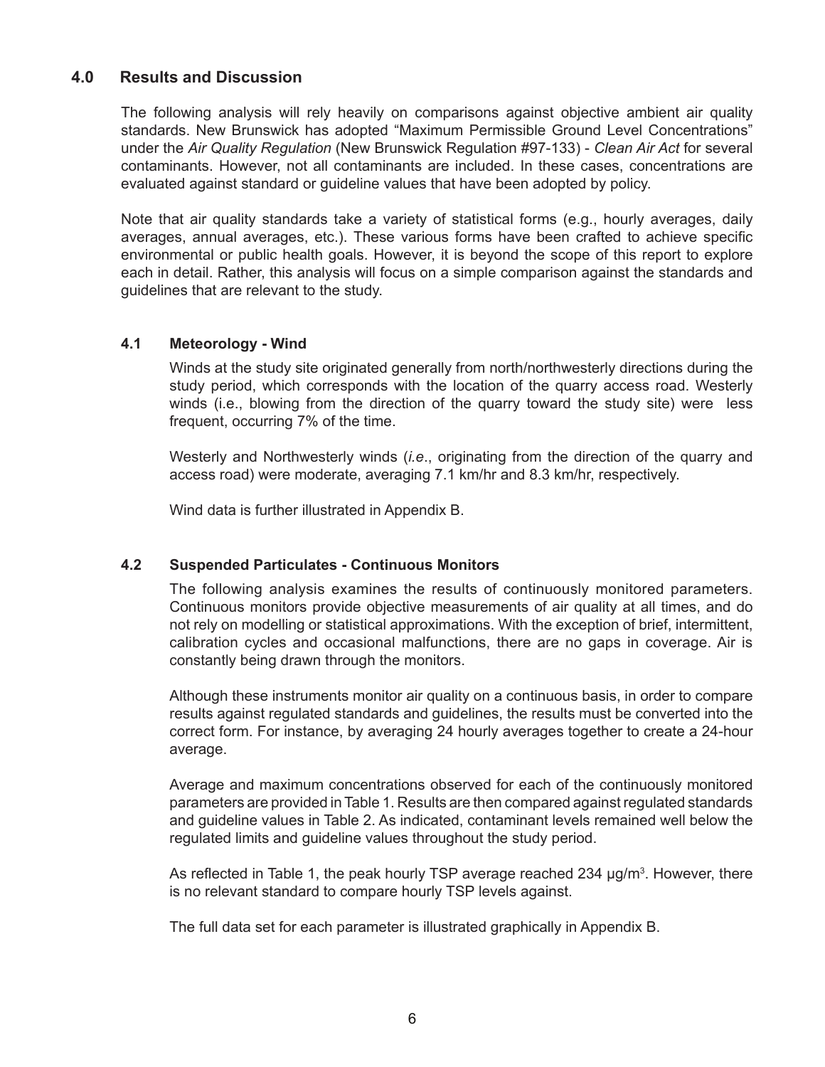## 4.0 Results and Discussion

The following analysis will rely heavily on comparisons against objective ambient air quality standards. New Brunswick has adopted "Maximum Permissible Ground Level Concentrations" under the *Air Quality Regulation* (New Brunswick Regulation #97-133) - *Clean Air Act* for several contaminants. However, not all contaminants are included. In these cases, concentrations are evaluated against standard or guideline values that have been adopted by policy.

Note that air quality standards take a variety of statistical forms (e.g., hourly averages, daily averages, annual averages, etc.). These various forms have been crafted to achieve specific environmental or public health goals. However, it is beyond the scope of this report to explore each in detail. Rather, this analysis will focus on a simple comparison against the standards and guidelines that are relevant to the study.

### 4.1 Meteorology - Wind

Winds at the study site originated generally from north/northwesterly directions during the study period, which corresponds with the location of the quarry access road. Westerly winds (i.e., blowing from the direction of the quarry toward the study site) were less frequent, occurring 7% of the time.

Westerly and Northwesterly winds (*i.e*., originating from the direction of the quarry and access road) were moderate, averaging 7.1 km/hr and 8.3 km/hr, respectively.

Wind data is further illustrated in Appendix B.

### 4.2 Suspended Particulates - Continuous Monitors

The following analysis examines the results of continuously monitored parameters. Continuous monitors provide objective measurements of air quality at all times, and do not rely on modelling or statistical approximations. With the exception of brief, intermittent, calibration cycles and occasional malfunctions, there are no gaps in coverage. Air is constantly being drawn through the monitors.

Although these instruments monitor air quality on a continuous basis, in order to compare results against regulated standards and guidelines, the results must be converted into the correct form. For instance, by averaging 24 hourly averages together to create a 24-hour average.

Average and maximum concentrations observed for each of the continuously monitored parameters are provided in Table 1. Results are then compared against regulated standards and guideline values in Table 2. As indicated, contaminant levels remained well below the regulated limits and guideline values throughout the study period.

As reflected in Table 1, the peak hourly TSP average reached 234 μg/m$^3$. However, there is no relevant standard to compare hourly TSP levels against.

The full data set for each parameter is illustrated graphically in Appendix B.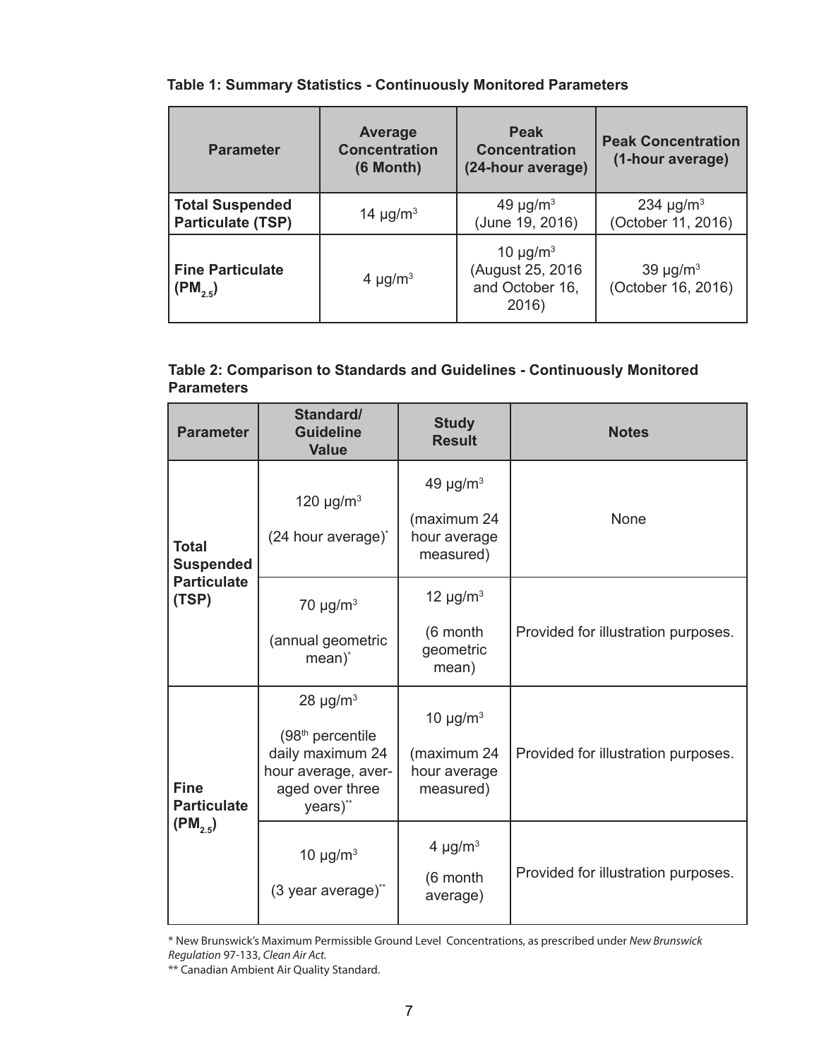**Table 1: Summary Statistics - Continuously Monitored Parameters**

| Parameter | Average Concentration (6 Month) | Peak Concentration (24-hour average) | Peak Concentration (1-hour average) |
|---|---|---|---|
| **Total Suspended Particulate (TSP)** | 14 μg/m³ | 49 μg/m³ (June 19, 2016) | 234 μg/m³ (October 11, 2016) |
| **Fine Particulate ($PM_{2.5}$)** | 4 μg/m³ | 10 μg/m³ (August 25, 2016 and October 16, 2016) | 39 μg/m³ (October 16, 2016) |

**Table 2: Comparison to Standards and Guidelines - Continuously Monitored Parameters**

| Parameter | Standard/ Guideline Value | Study Result | Notes |
|---|---|---|---|
| **Total Suspended Particulate (TSP)** | 120 μg/m³ (24 hour average)* | 49 μg/m³ (maximum 24 hour average measured) | None |
| | 70 μg/m³ (annual geometric mean)* | 12 μg/m³ (6 month geometric mean) | Provided for illustration purposes. |
| **Fine Particulate ($PM_{2.5}$)** | 28 μg/m³ (98th percentile daily maximum 24 hour average, averaged over three years)** | 10 μg/m³ (maximum 24 hour average measured) | Provided for illustration purposes. |
| | 10 μg/m³ (3 year average)** | 4 μg/m³ (6 month average) | Provided for illustration purposes. |

* New Brunswick's Maximum Permissible Ground Level Concentrations, as prescribed under *New Brunswick Regulation* 97-133, *Clean Air Act.*

** Canadian Ambient Air Quality Standard.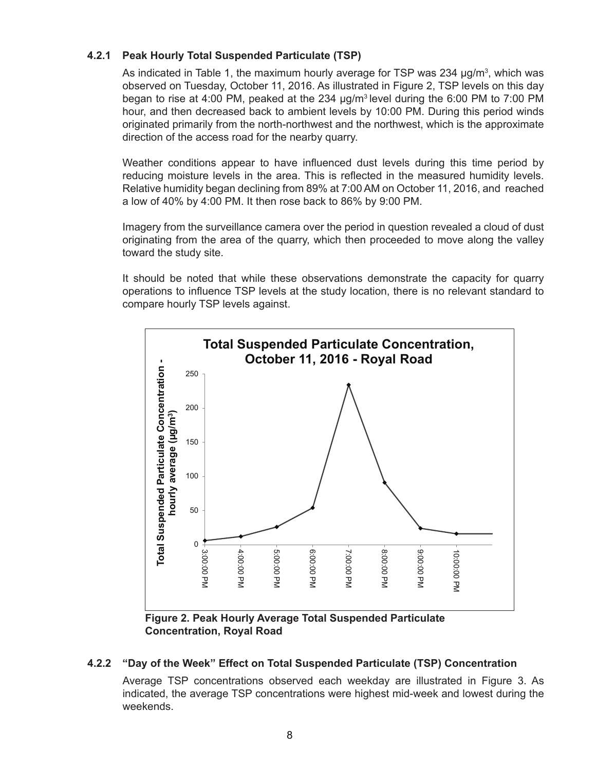### 4.2.1 Peak Hourly Total Suspended Particulate (TSP)

As indicated in Table 1, the maximum hourly average for TSP was 234 µg/m³, which was observed on Tuesday, October 11, 2016. As illustrated in Figure 2, TSP levels on this day began to rise at 4:00 PM, peaked at the 234 µg/m³ level during the 6:00 PM to 7:00 PM hour, and then decreased back to ambient levels by 10:00 PM. During this period winds originated primarily from the north-northwest and the northwest, which is the approximate direction of the access road for the nearby quarry.

Weather conditions appear to have influenced dust levels during this time period by reducing moisture levels in the area. This is reflected in the measured humidity levels. Relative humidity began declining from 89% at 7:00 AM on October 11, 2016, and reached a low of 40% by 4:00 PM. It then rose back to 86% by 9:00 PM.

Imagery from the surveillance camera over the period in question revealed a cloud of dust originating from the area of the quarry, which then proceeded to move along the valley toward the study site.

It should be noted that while these observations demonstrate the capacity for quarry operations to influence TSP levels at the study location, there is no relevant standard to compare hourly TSP levels against.

**Figure 2. Peak Hourly Average Total Suspended Particulate Concentration, Royal Road**

### 4.2.2 "Day of the Week" Effect on Total Suspended Particulate (TSP) Concentration

Average TSP concentrations observed each weekday are illustrated in Figure 3. As indicated, the average TSP concentrations were highest mid-week and lowest during the weekends.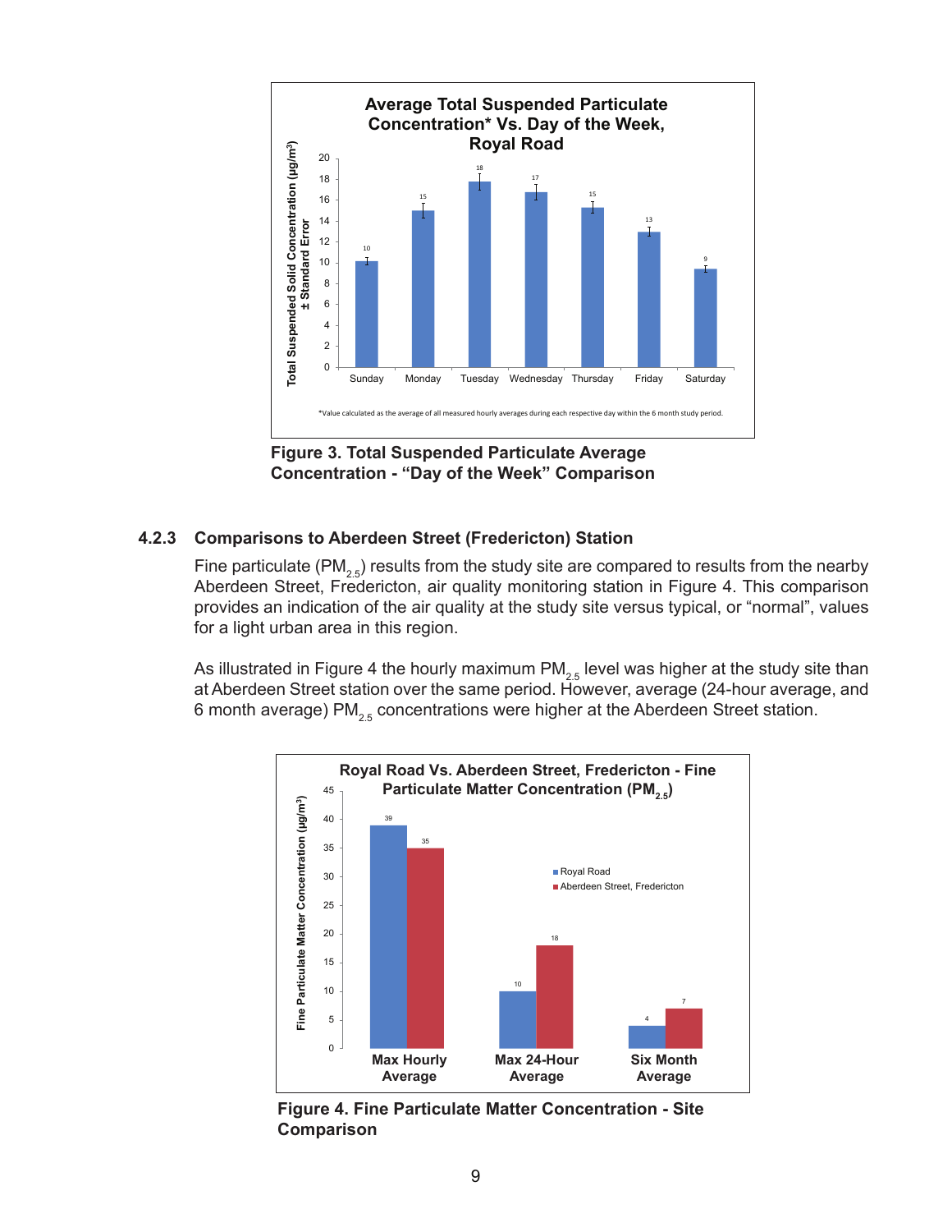Figure 3. Total Suspended Particulate Average Concentration - “Day of the Week” Comparison

### 4.2.3 Comparisons to Aberdeen Street (Fredericton) Station

Fine particulate ($PM_{2.5}$) results from the study site are compared to results from the nearby Aberdeen Street, Fredericton, air quality monitoring station in Figure 4. This comparison provides an indication of the air quality at the study site versus typical, or “normal”, values for a light urban area in this region.

As illustrated in Figure 4 the hourly maximum $PM_{2.5}$ level was higher at the study site than at Aberdeen Street station over the same period. However, average (24-hour average, and 6 month average) $PM_{2.5}$ concentrations were higher at the Aberdeen Street station.

Figure 4. Fine Particulate Matter Concentration - Site Comparison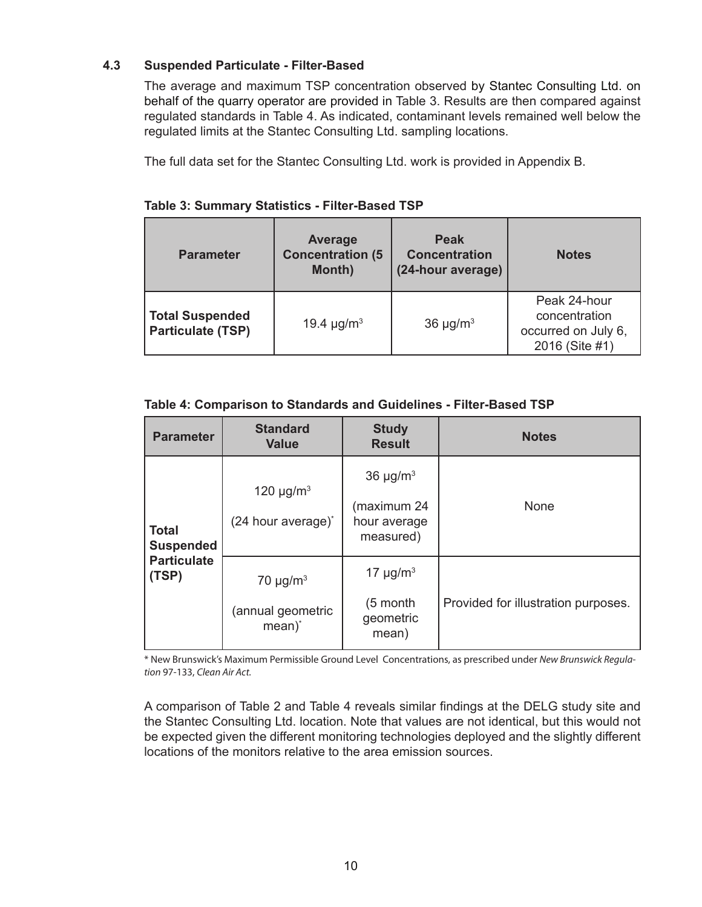### 4.3 Suspended Particulate - Filter-Based

The average and maximum TSP concentration observed by Stantec Consulting Ltd. on behalf of the quarry operator are provided in Table 3. Results are then compared against regulated standards in Table 4. As indicated, contaminant levels remained well below the regulated limits at the Stantec Consulting Ltd. sampling locations.

The full data set for the Stantec Consulting Ltd. work is provided in Appendix B.

**Table 3: Summary Statistics - Filter-Based TSP**

| Parameter | Average Concentration (5 Month) | Peak Concentration (24-hour average) | Notes |
|---|---|---|---|
| **Total Suspended Particulate (TSP)** | 19.4 µg/m$^3$ | 36 µg/m$^3$ | Peak 24-hour concentration occurred on July 6, 2016 (Site #1) |

**Table 4: Comparison to Standards and Guidelines - Filter-Based TSP**

| Parameter | Standard Value | Study Result | Notes |
|---|---|---|---|
| **Total Suspended Particulate (TSP)** | 120 µg/m$^3$ (24 hour average)* | 36 µg/m$^3$ (maximum 24 hour average measured) | None |
| | 70 µg/m$^3$ (annual geometric mean)* | 17 µg/m$^3$ (5 month geometric mean) | Provided for illustration purposes. |

\* New Brunswick's Maximum Permissible Ground Level Concentrations, as prescribed under *New Brunswick Regulation* 97-133, *Clean Air Act.*

A comparison of Table 2 and Table 4 reveals similar findings at the DELG study site and the Stantec Consulting Ltd. location. Note that values are not identical, but this would not be expected given the different monitoring technologies deployed and the slightly different locations of the monitors relative to the area emission sources.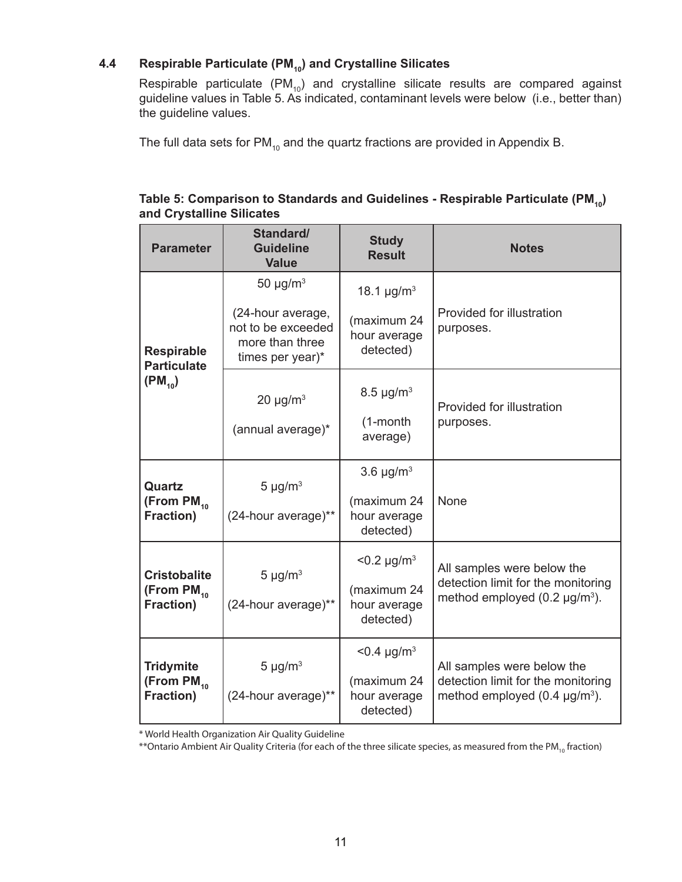## 4.4 Respirable Particulate ($PM_{10}$) and Crystalline Silicates

Respirable particulate ($PM_{10}$) and crystalline silicate results are compared against guideline values in Table 5. As indicated, contaminant levels were below (i.e., better than) the guideline values.

The full data sets for $PM_{10}$ and the quartz fractions are provided in Appendix B.

**Table 5: Comparison to Standards and Guidelines - Respirable Particulate ($PM_{10}$) and Crystalline Silicates**

| Parameter | Standard/ Guideline Value | Study Result | Notes |
|---|---|---|---|
| **Respirable Particulate ($PM_{10}$)** | 50 µg/m³ (24-hour average, not to be exceeded more than three times per year)* | 18.1 µg/m³ (maximum 24 hour average detected) | Provided for illustration purposes. |
| | 20 µg/m³ (annual average)* | 8.5 µg/m³ (1-month average) | Provided for illustration purposes. |
| **Quartz (From $PM_{10}$ Fraction)** | 5 µg/m³ (24-hour average)** | 3.6 µg/m³ (maximum 24 hour average detected) | None |
| **Cristobalite (From $PM_{10}$ Fraction)** | 5 µg/m³ (24-hour average)** | <0.2 µg/m³ (maximum 24 hour average detected) | All samples were below the detection limit for the monitoring method employed (0.2 µg/m³). |
| **Tridymite (From $PM_{10}$ Fraction)** | 5 µg/m³ (24-hour average)** | <0.4 µg/m³ (maximum 24 hour average detected) | All samples were below the detection limit for the monitoring method employed (0.4 µg/m³). |

* World Health Organization Air Quality Guideline

**Ontario Ambient Air Quality Criteria (for each of the three silicate species, as measured from the $PM_{10}$ fraction)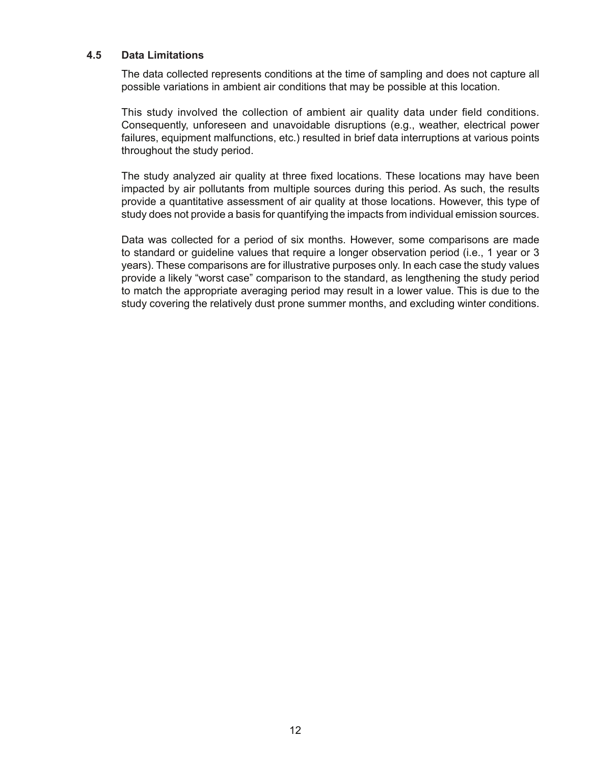### 4.5 Data Limitations

The data collected represents conditions at the time of sampling and does not capture all possible variations in ambient air conditions that may be possible at this location.

This study involved the collection of ambient air quality data under field conditions. Consequently, unforeseen and unavoidable disruptions (e.g., weather, electrical power failures, equipment malfunctions, etc.) resulted in brief data interruptions at various points throughout the study period.

The study analyzed air quality at three fixed locations. These locations may have been impacted by air pollutants from multiple sources during this period. As such, the results provide a quantitative assessment of air quality at those locations. However, this type of study does not provide a basis for quantifying the impacts from individual emission sources.

Data was collected for a period of six months. However, some comparisons are made to standard or guideline values that require a longer observation period (i.e., 1 year or 3 years). These comparisons are for illustrative purposes only. In each case the study values provide a likely "worst case" comparison to the standard, as lengthening the study period to match the appropriate averaging period may result in a lower value. This is due to the study covering the relatively dust prone summer months, and excluding winter conditions.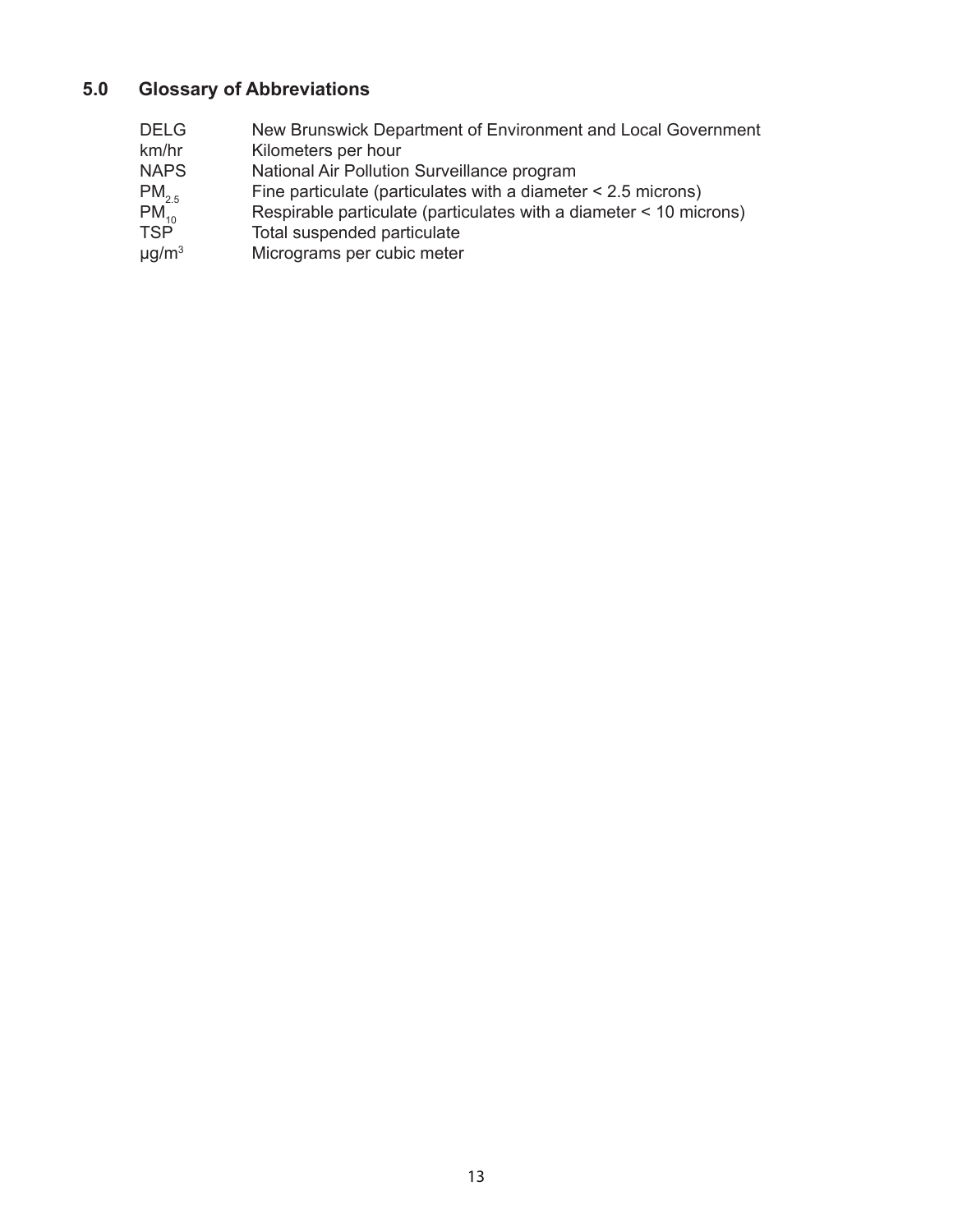## 5.0 Glossary of Abbreviations

| | |
|---|---|
| DELG | New Brunswick Department of Environment and Local Government |
| km/hr | Kilometers per hour |
| NAPS | National Air Pollution Surveillance program |
| $PM_{2.5}$ | Fine particulate (particulates with a diameter < 2.5 microns) |
| $PM_{10}$ | Respirable particulate (particulates with a diameter < 10 microns) |
| TSP | Total suspended particulate |
| $\mu g/m^3$ | Micrograms per cubic meter |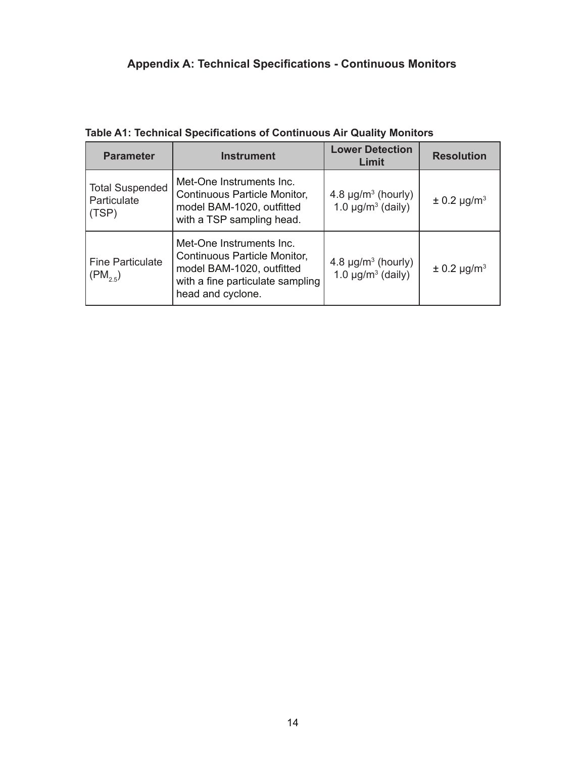## Appendix A: Technical Specifications - Continuous Monitors

**Table A1: Technical Specifications of Continuous Air Quality Monitors**

| Parameter | Instrument | Lower Detection Limit | Resolution |
|---|---|---|---|
| Total Suspended Particulate (TSP) | Met-One Instruments Inc. Continuous Particle Monitor, model BAM-1020, outfitted with a TSP sampling head. | 4.8 µg/$m^3$ (hourly) 1.0 µg/$m^3$ (daily) | ± 0.2 µg/$m^3$ |
| Fine Particulate ($PM_{2.5}$) | Met-One Instruments Inc. Continuous Particle Monitor, model BAM-1020, outfitted with a fine particulate sampling head and cyclone. | 4.8 µg/$m^3$ (hourly) 1.0 µg/$m^3$ (daily) | ± 0.2 µg/$m^3$ |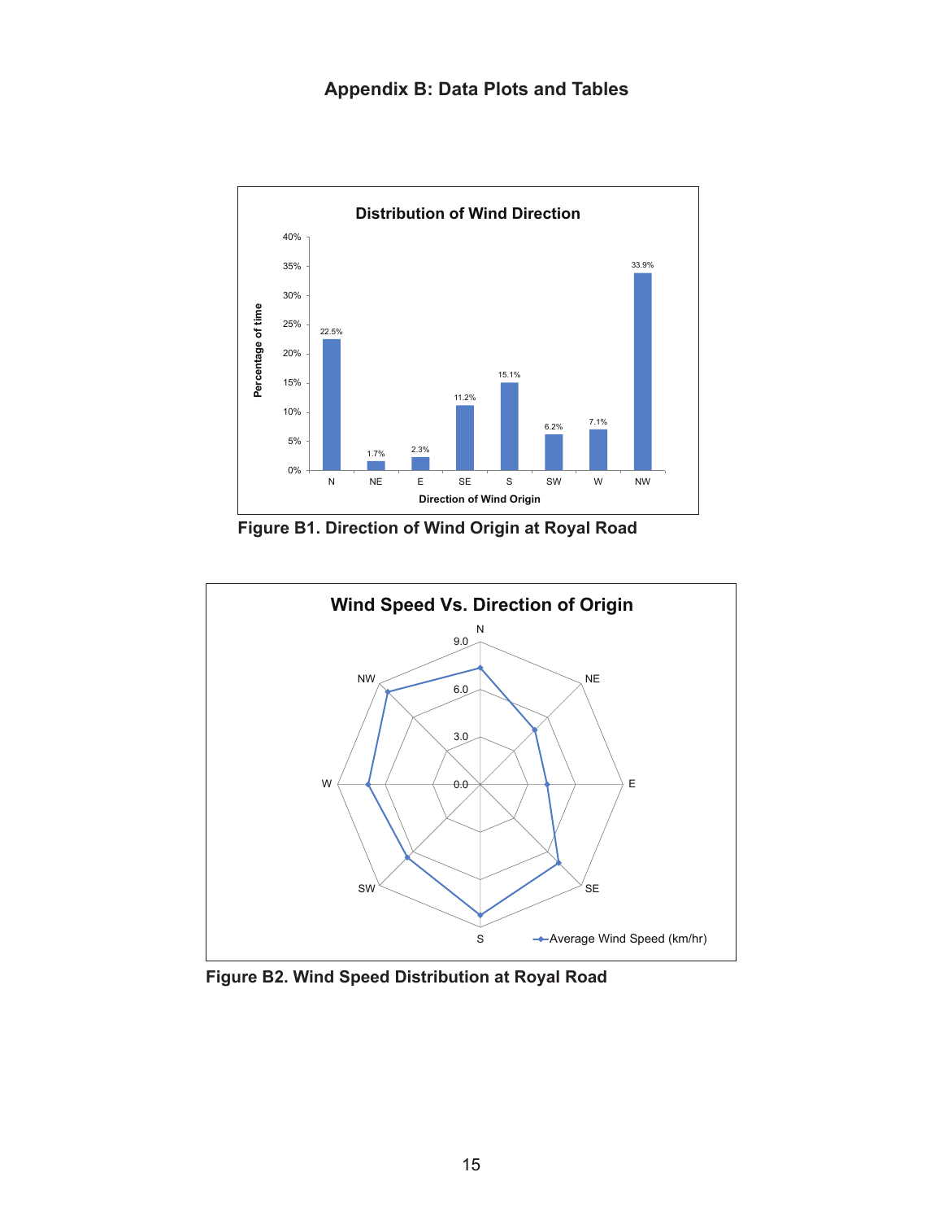# Appendix B: Data Plots and Tables

**Distribution of Wind Direction**

| Direction of Wind Origin | Percentage of time |
|---|---|
| N | 22.5% |
| NE | 1.7% |
| E | 2.3% |
| SE | 11.2% |
| S | 15.1% |
| SW | 6.2% |
| W | 7.1% |
| NW | 33.9% |

**Figure B1. Direction of Wind Origin at Royal Road**

**Wind Speed Vs. Direction of Origin**

(Radar chart: Average Wind Speed (km/hr) by direction N, NE, E, SE, S, SW, W, NW; radial axis 0.0, 3.0, 6.0, 9.0)

**Figure B2. Wind Speed Distribution at Royal Road**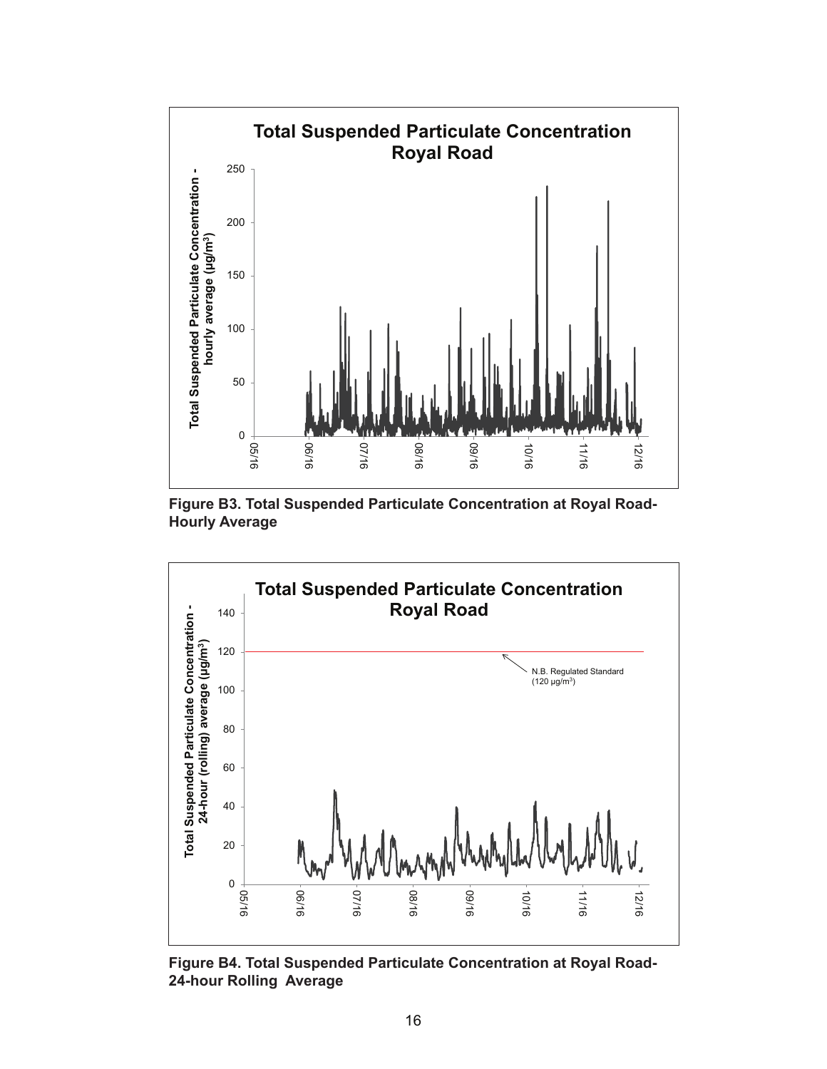**Figure B3. Total Suspended Particulate Concentration at Royal Road-Hourly Average**

**Figure B4. Total Suspended Particulate Concentration at Royal Road-24-hour Rolling Average**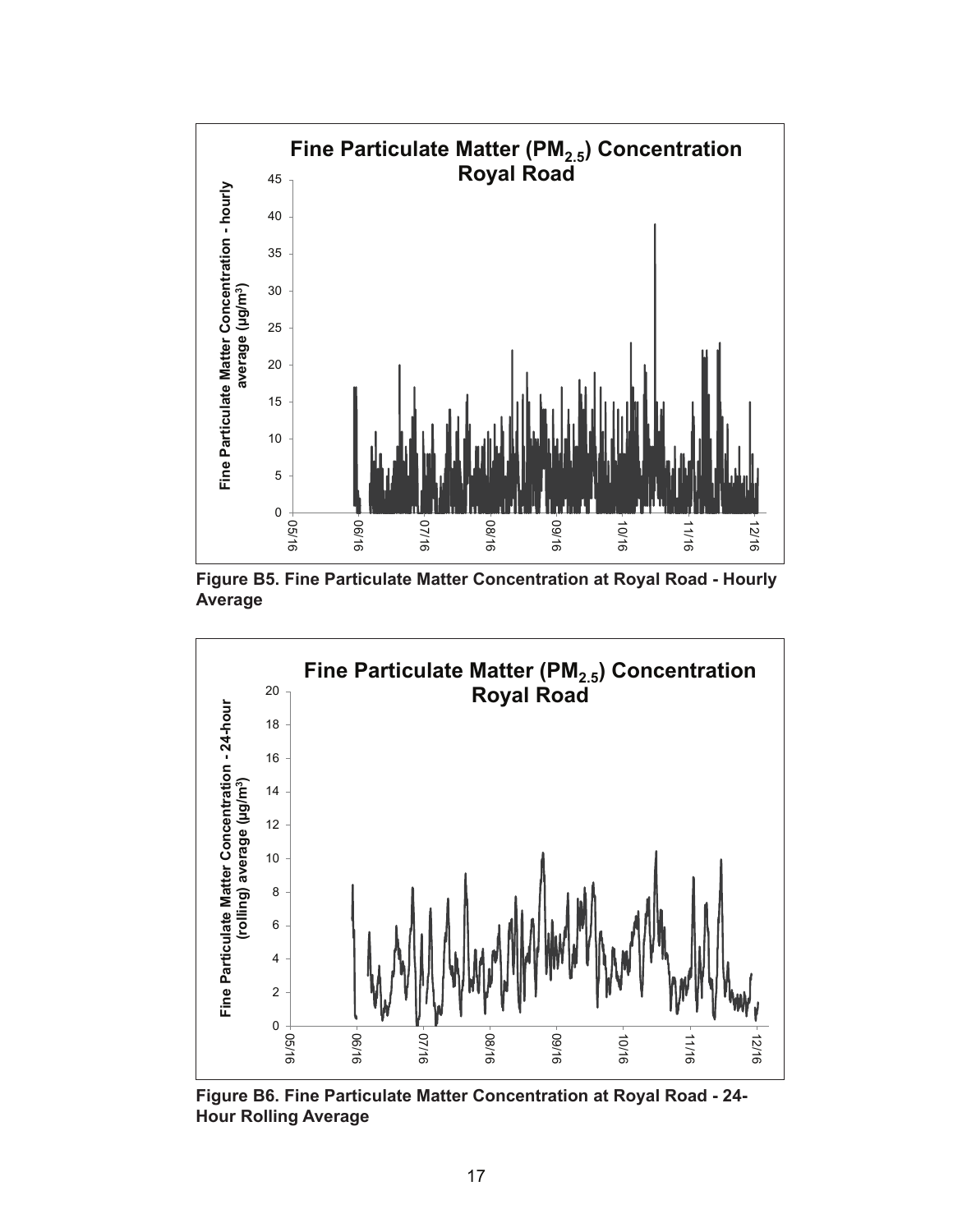Figure B5. Fine Particulate Matter Concentration at Royal Road - Hourly Average

Figure B6. Fine Particulate Matter Concentration at Royal Road - 24-Hour Rolling Average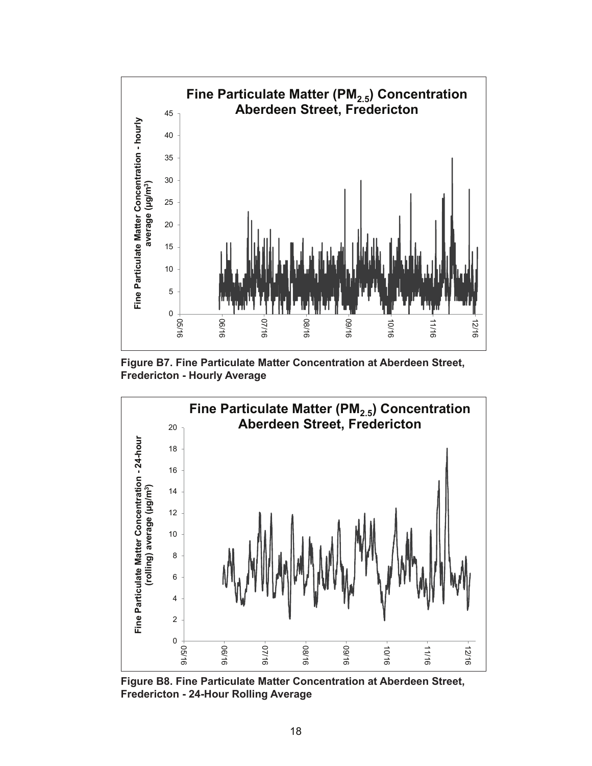Figure B7. Fine Particulate Matter Concentration at Aberdeen Street, Fredericton - Hourly Average

Figure B8. Fine Particulate Matter Concentration at Aberdeen Street, Fredericton - 24-Hour Rolling Average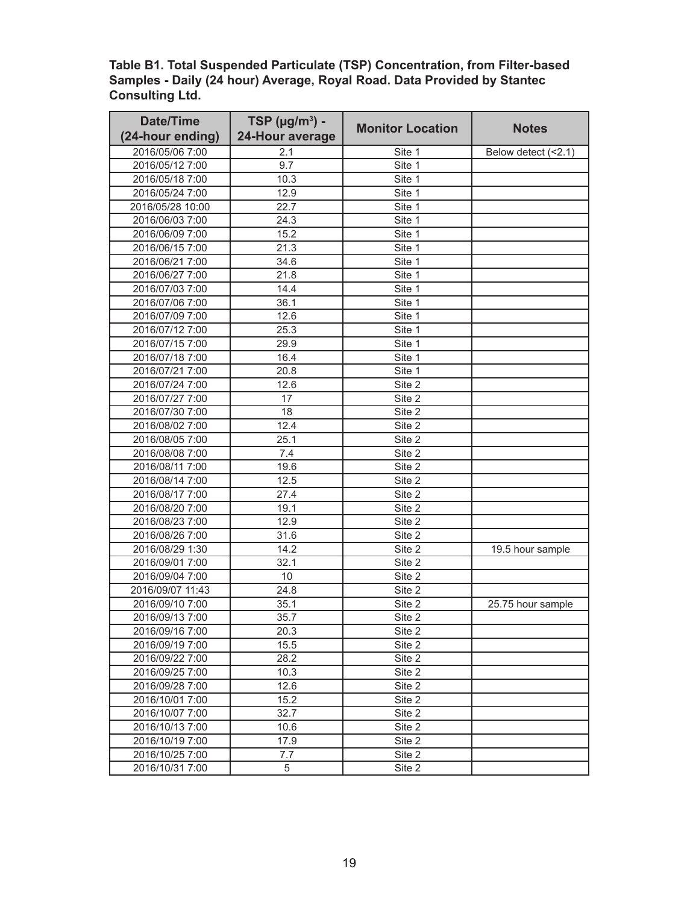**Table B1. Total Suspended Particulate (TSP) Concentration, from Filter-based Samples - Daily (24 hour) Average, Royal Road. Data Provided by Stantec Consulting Ltd.**

| Date/Time (24-hour ending) | TSP (μg/m³) - 24-Hour average | Monitor Location | Notes |
|---|---|---|---|
| 2016/05/06 7:00 | 2.1 | Site 1 | Below detect (<2.1) |
| 2016/05/12 7:00 | 9.7 | Site 1 | |
| 2016/05/18 7:00 | 10.3 | Site 1 | |
| 2016/05/24 7:00 | 12.9 | Site 1 | |
| 2016/05/28 10:00 | 22.7 | Site 1 | |
| 2016/06/03 7:00 | 24.3 | Site 1 | |
| 2016/06/09 7:00 | 15.2 | Site 1 | |
| 2016/06/15 7:00 | 21.3 | Site 1 | |
| 2016/06/21 7:00 | 34.6 | Site 1 | |
| 2016/06/27 7:00 | 21.8 | Site 1 | |
| 2016/07/03 7:00 | 14.4 | Site 1 | |
| 2016/07/06 7:00 | 36.1 | Site 1 | |
| 2016/07/09 7:00 | 12.6 | Site 1 | |
| 2016/07/12 7:00 | 25.3 | Site 1 | |
| 2016/07/15 7:00 | 29.9 | Site 1 | |
| 2016/07/18 7:00 | 16.4 | Site 1 | |
| 2016/07/21 7:00 | 20.8 | Site 1 | |
| 2016/07/24 7:00 | 12.6 | Site 2 | |
| 2016/07/27 7:00 | 17 | Site 2 | |
| 2016/07/30 7:00 | 18 | Site 2 | |
| 2016/08/02 7:00 | 12.4 | Site 2 | |
| 2016/08/05 7:00 | 25.1 | Site 2 | |
| 2016/08/08 7:00 | 7.4 | Site 2 | |
| 2016/08/11 7:00 | 19.6 | Site 2 | |
| 2016/08/14 7:00 | 12.5 | Site 2 | |
| 2016/08/17 7:00 | 27.4 | Site 2 | |
| 2016/08/20 7:00 | 19.1 | Site 2 | |
| 2016/08/23 7:00 | 12.9 | Site 2 | |
| 2016/08/26 7:00 | 31.6 | Site 2 | |
| 2016/08/29 1:30 | 14.2 | Site 2 | 19.5 hour sample |
| 2016/09/01 7:00 | 32.1 | Site 2 | |
| 2016/09/04 7:00 | 10 | Site 2 | |
| 2016/09/07 11:43 | 24.8 | Site 2 | |
| 2016/09/10 7:00 | 35.1 | Site 2 | 25.75 hour sample |
| 2016/09/13 7:00 | 35.7 | Site 2 | |
| 2016/09/16 7:00 | 20.3 | Site 2 | |
| 2016/09/19 7:00 | 15.5 | Site 2 | |
| 2016/09/22 7:00 | 28.2 | Site 2 | |
| 2016/09/25 7:00 | 10.3 | Site 2 | |
| 2016/09/28 7:00 | 12.6 | Site 2 | |
| 2016/10/01 7:00 | 15.2 | Site 2 | |
| 2016/10/07 7:00 | 32.7 | Site 2 | |
| 2016/10/13 7:00 | 10.6 | Site 2 | |
| 2016/10/19 7:00 | 17.9 | Site 2 | |
| 2016/10/25 7:00 | 7.7 | Site 2 | |
| 2016/10/31 7:00 | 5 | Site 2 | |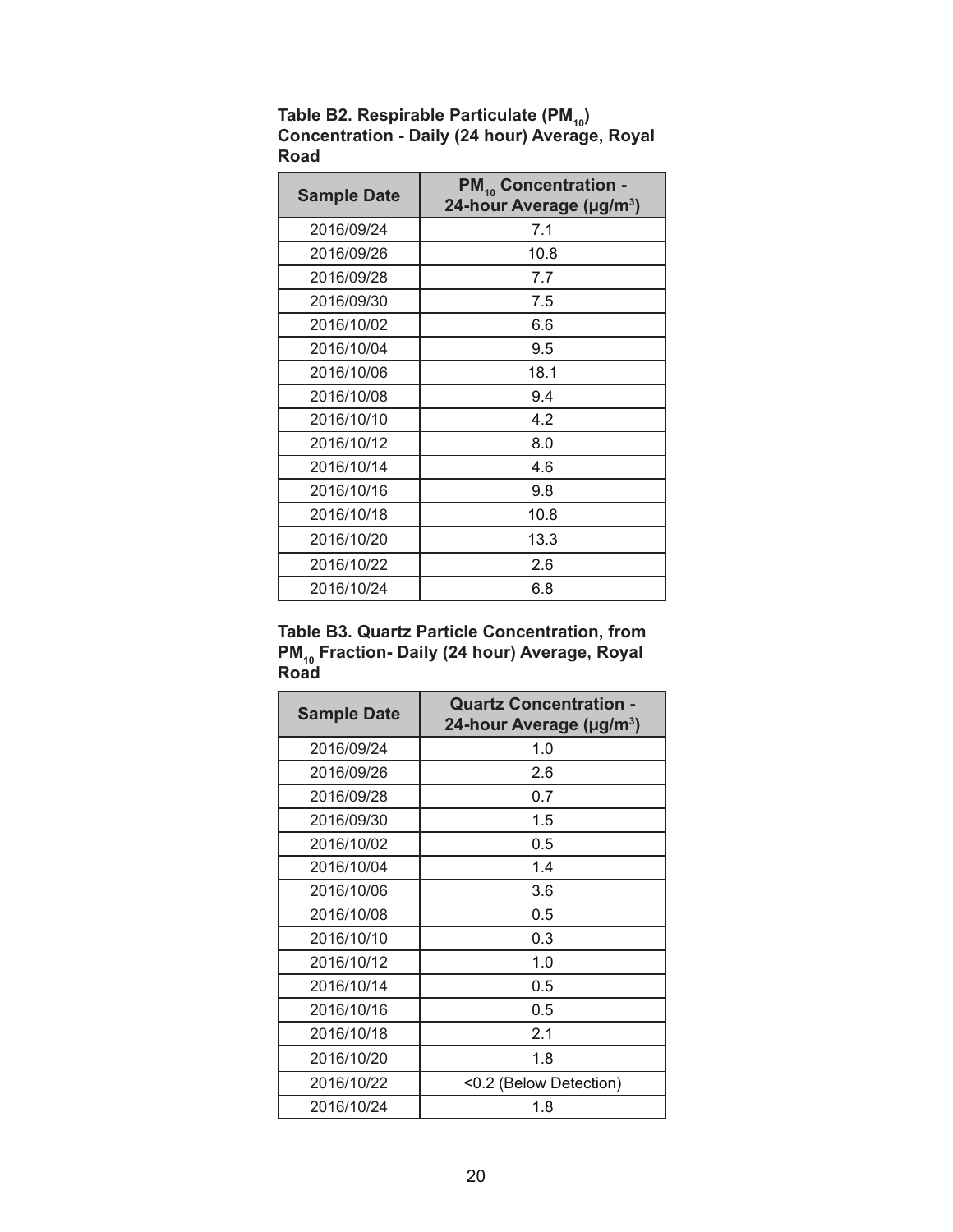**Table B2. Respirable Particulate ($PM_{10}$) Concentration - Daily (24 hour) Average, Royal Road**

| Sample Date | $PM_{10}$ Concentration - 24-hour Average (µg/m$^3$) |
|---|---|
| 2016/09/24 | 7.1 |
| 2016/09/26 | 10.8 |
| 2016/09/28 | 7.7 |
| 2016/09/30 | 7.5 |
| 2016/10/02 | 6.6 |
| 2016/10/04 | 9.5 |
| 2016/10/06 | 18.1 |
| 2016/10/08 | 9.4 |
| 2016/10/10 | 4.2 |
| 2016/10/12 | 8.0 |
| 2016/10/14 | 4.6 |
| 2016/10/16 | 9.8 |
| 2016/10/18 | 10.8 |
| 2016/10/20 | 13.3 |
| 2016/10/22 | 2.6 |
| 2016/10/24 | 6.8 |

**Table B3. Quartz Particle Concentration, from $PM_{10}$ Fraction- Daily (24 hour) Average, Royal Road**

| Sample Date | Quartz Concentration - 24-hour Average (µg/m$^3$) |
|---|---|
| 2016/09/24 | 1.0 |
| 2016/09/26 | 2.6 |
| 2016/09/28 | 0.7 |
| 2016/09/30 | 1.5 |
| 2016/10/02 | 0.5 |
| 2016/10/04 | 1.4 |
| 2016/10/06 | 3.6 |
| 2016/10/08 | 0.5 |
| 2016/10/10 | 0.3 |
| 2016/10/12 | 1.0 |
| 2016/10/14 | 0.5 |
| 2016/10/16 | 0.5 |
| 2016/10/18 | 2.1 |
| 2016/10/20 | 1.8 |
| 2016/10/22 | <0.2 (Below Detection) |
| 2016/10/24 | 1.8 |